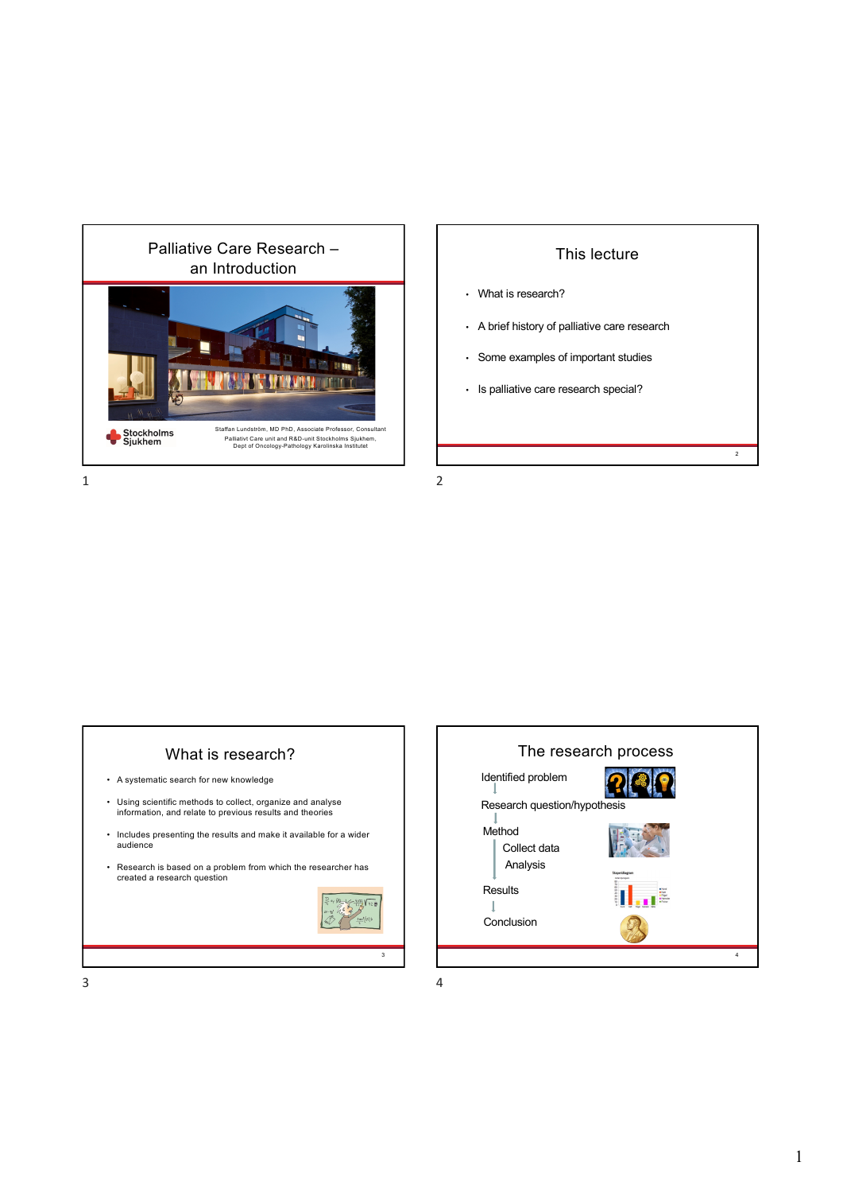# Palliative Care Research – an Introduction

Staffan Lundström, MD PhD, Associate Professor, Consultant
Palliativt Care unit and R&D-unit Stockholms Sjukhem,
Dept of Oncology-Pathology Karolinska Institutet

Stockholms Sjukhem

## This lecture

- What is research?
- A brief history of palliative care research
- Some examples of important studies
- Is palliative care research special?

## What is research?

- A systematic search for new knowledge
- Using scientific methods to collect, organize and analyse information, and relate to previous results and theories
- Includes presenting the results and make it available for a wider audience
- Research is based on a problem from which the researcher has created a research question

## The research process

Identified problem
↓
Research question/hypothesis
↓
Method
- Collect data
- Analysis

↓
Results
↓
Conclusion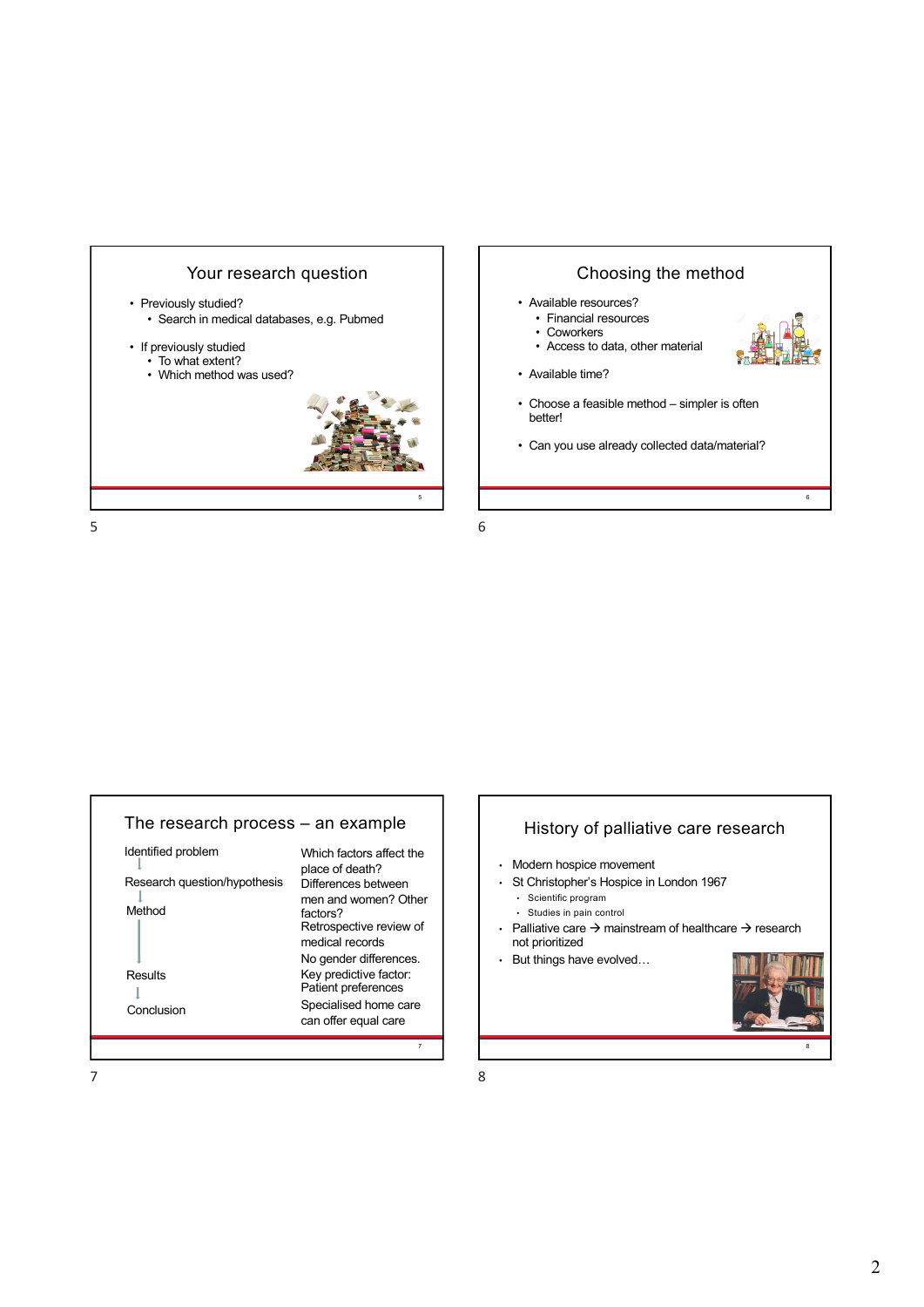## Your research question

- Previously studied?
  - Search in medical databases, e.g. Pubmed
- If previously studied
  - To what extent?
  - Which method was used?

## Choosing the method

- Available resources?
  - Financial resources
  - Coworkers
  - Access to data, other material
- Available time?
- Choose a feasible method – simpler is often better!
- Can you use already collected data/material?

## The research process – an example

| | |
|---|---|
| Identified problem | Which factors affect the place of death? |
| Research question/hypothesis | Differences between men and women? Other factors? |
| Method | Retrospective review of medical records |
| Results | No gender differences. Key predictive factor: Patient preferences |
| Conclusion | Specialised home care can offer equal care |

## History of palliative care research

- Modern hospice movement
- St Christopher's Hospice in London 1967
  - Scientific program
  - Studies in pain control
- Palliative care → mainstream of healthcare → research not prioritized
- But things have evolved…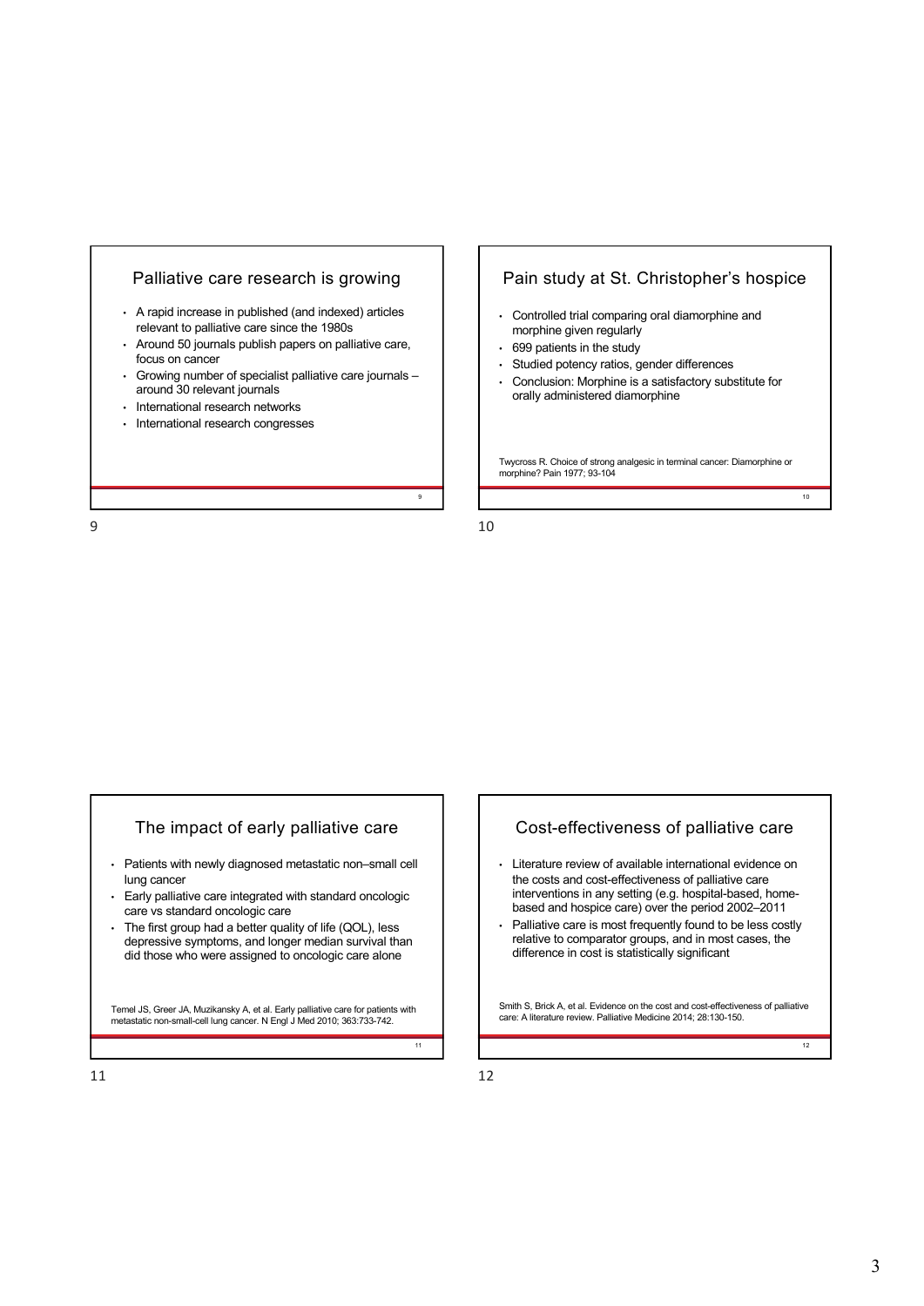## Palliative care research is growing

- A rapid increase in published (and indexed) articles relevant to palliative care since the 1980s
- Around 50 journals publish papers on palliative care, focus on cancer
- Growing number of specialist palliative care journals – around 30 relevant journals
- International research networks
- International research congresses

## Pain study at St. Christopher's hospice

- Controlled trial comparing oral diamorphine and morphine given regularly
- 699 patients in the study
- Studied potency ratios, gender differences
- Conclusion: Morphine is a satisfactory substitute for orally administered diamorphine

Twycross R. Choice of strong analgesic in terminal cancer: Diamorphine or morphine? Pain 1977; 93-104

## The impact of early palliative care

- Patients with newly diagnosed metastatic non–small cell lung cancer
- Early palliative care integrated with standard oncologic care vs standard oncologic care
- The first group had a better quality of life (QOL), less depressive symptoms, and longer median survival than did those who were assigned to oncologic care alone

Temel JS, Greer JA, Muzikansky A, et al. Early palliative care for patients with metastatic non-small-cell lung cancer. N Engl J Med 2010; 363:733-742.

## Cost-effectiveness of palliative care

- Literature review of available international evidence on the costs and cost-effectiveness of palliative care interventions in any setting (e.g. hospital-based, home-based and hospice care) over the period 2002–2011
- Palliative care is most frequently found to be less costly relative to comparator groups, and in most cases, the difference in cost is statistically significant

Smith S, Brick A, et al. Evidence on the cost and cost-effectiveness of palliative care: A literature review. Palliative Medicine 2014; 28:130-150.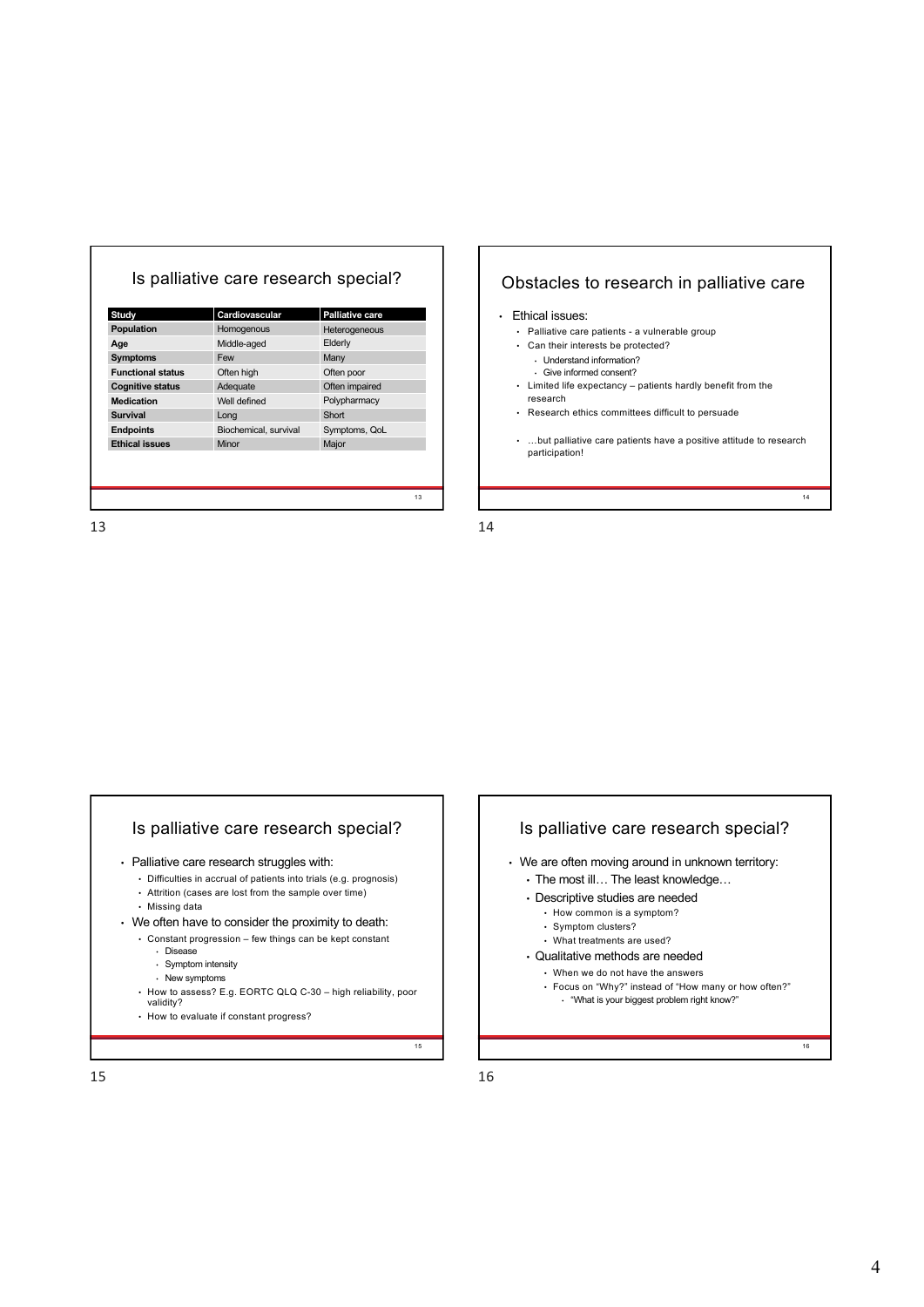## Is palliative care research special?

| Study | Cardiovascular | Palliative care |
|---|---|---|
| **Population** | Homogenous | Heterogeneous |
| **Age** | Middle-aged | Elderly |
| **Symptoms** | Few | Many |
| **Functional status** | Often high | Often poor |
| **Cognitive status** | Adequate | Often impaired |
| **Medication** | Well defined | Polypharmacy |
| **Survival** | Long | Short |
| **Endpoints** | Biochemical, survival | Symptoms, QoL |
| **Ethical issues** | Minor | Major |

## Obstacles to research in palliative care

- Ethical issues:
  - Palliative care patients - a vulnerable group
  - Can their interests be protected?
    - Understand information?
    - Give informed consent?
  - Limited life expectancy – patients hardly benefit from the research
  - Research ethics committees difficult to persuade
  - …but palliative care patients have a positive attitude to research participation!

## Is palliative care research special?

- Palliative care research struggles with:
  - Difficulties in accrual of patients into trials (e.g. prognosis)
  - Attrition (cases are lost from the sample over time)
  - Missing data
- We often have to consider the proximity to death:
  - Constant progression – few things can be kept constant
    - Disease
    - Symptom intensity
    - New symptoms
  - How to assess? E.g. EORTC QLQ C-30 – high reliability, poor validity?
  - How to evaluate if constant progress?

## Is palliative care research special?

- We are often moving around in unknown territory:
  - The most ill… The least knowledge…
  - Descriptive studies are needed
    - How common is a symptom?
    - Symptom clusters?
    - What treatments are used?
  - Qualitative methods are needed
    - When we do not have the answers
    - Focus on "Why?" instead of "How many or how often?"
      - "What is your biggest problem right know?"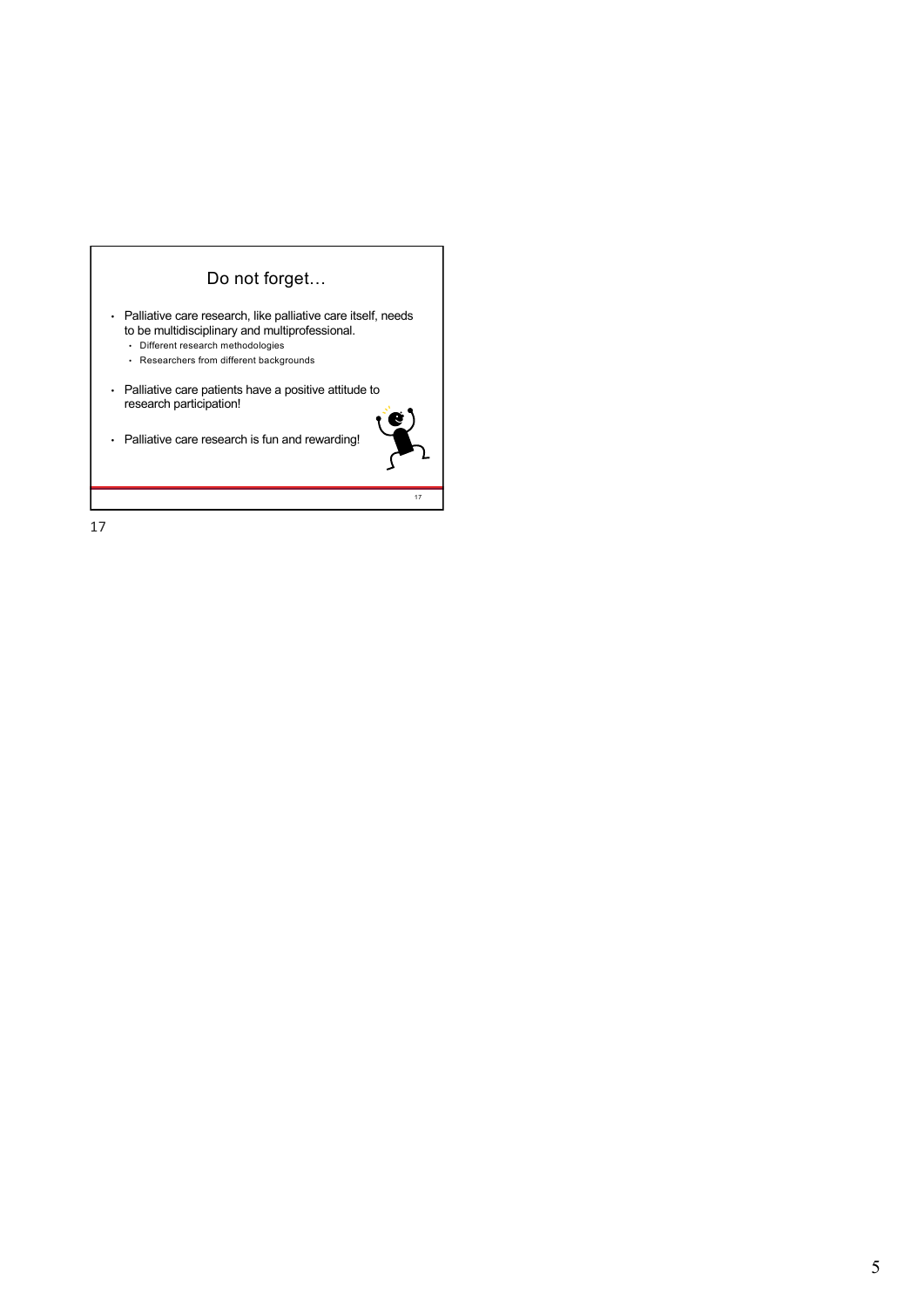## Do not forget…

- Palliative care research, like palliative care itself, needs to be multidisciplinary and multiprofessional.
  - Different research methodologies
  - Researchers from different backgrounds
- Palliative care patients have a positive attitude to research participation!
- Palliative care research is fun and rewarding!